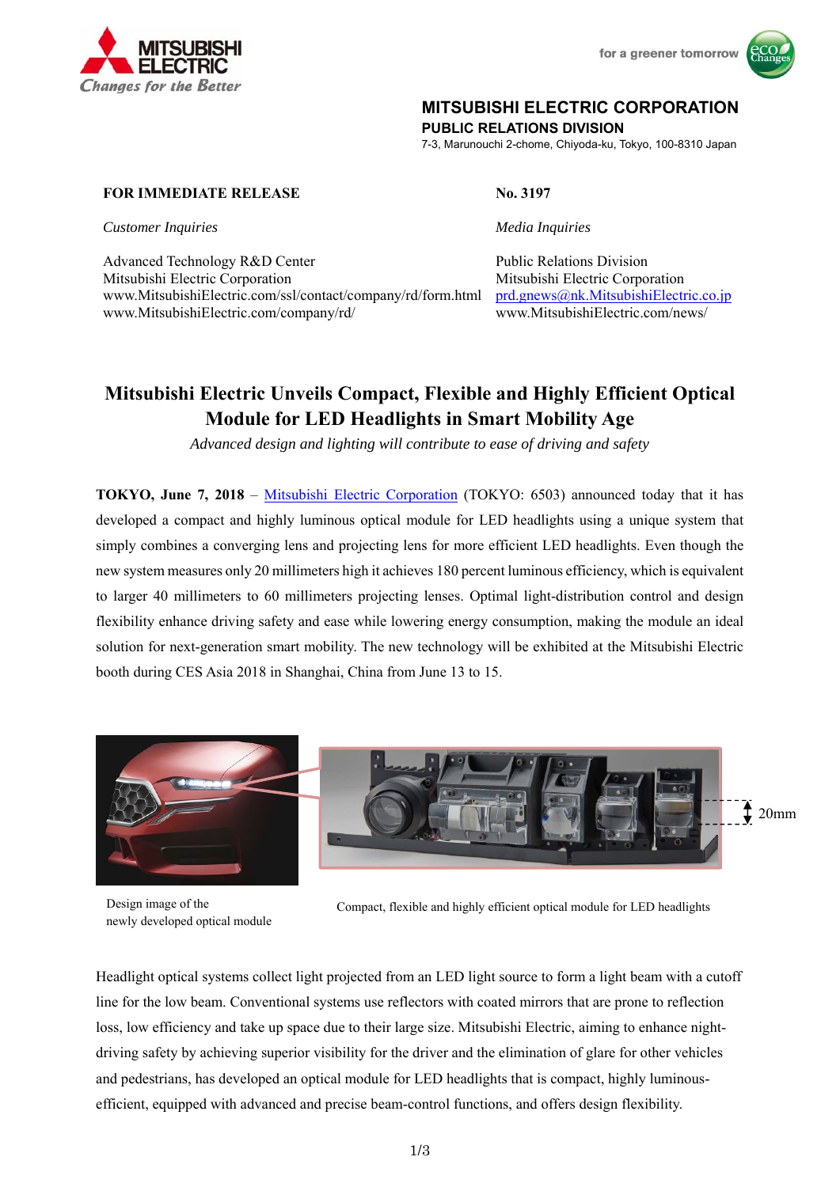MITSUBISHI ELECTRIC
Changes for the Better

for a greener tomorrow

**MITSUBISHI ELECTRIC CORPORATION**
**PUBLIC RELATIONS DIVISION**
7-3, Marunouchi 2-chome, Chiyoda-ku, Tokyo, 100-8310 Japan

**FOR IMMEDIATE RELEASE**

**No. 3197**

*Customer Inquiries*

Advanced Technology R&D Center
Mitsubishi Electric Corporation
www.MitsubishiElectric.com/ssl/contact/company/rd/form.html
www.MitsubishiElectric.com/company/rd/

*Media Inquiries*

Public Relations Division
Mitsubishi Electric Corporation
prd.gnews@nk.MitsubishiElectric.co.jp
www.MitsubishiElectric.com/news/

# Mitsubishi Electric Unveils Compact, Flexible and Highly Efficient Optical Module for LED Headlights in Smart Mobility Age

*Advanced design and lighting will contribute to ease of driving and safety*

**TOKYO, June 7, 2018** – Mitsubishi Electric Corporation (TOKYO: 6503) announced today that it has developed a compact and highly luminous optical module for LED headlights using a unique system that simply combines a converging lens and projecting lens for more efficient LED headlights. Even though the new system measures only 20 millimeters high it achieves 180 percent luminous efficiency, which is equivalent to larger 40 millimeters to 60 millimeters projecting lenses. Optimal light-distribution control and design flexibility enhance driving safety and ease while lowering energy consumption, making the module an ideal solution for next-generation smart mobility. The new technology will be exhibited at the Mitsubishi Electric booth during CES Asia 2018 in Shanghai, China from June 13 to 15.

20mm

Design image of the newly developed optical module

Compact, flexible and highly efficient optical module for LED headlights

Headlight optical systems collect light projected from an LED light source to form a light beam with a cutoff line for the low beam. Conventional systems use reflectors with coated mirrors that are prone to reflection loss, low efficiency and take up space due to their large size. Mitsubishi Electric, aiming to enhance night-driving safety by achieving superior visibility for the driver and the elimination of glare for other vehicles and pedestrians, has developed an optical module for LED headlights that is compact, highly luminous-efficient, equipped with advanced and precise beam-control functions, and offers design flexibility.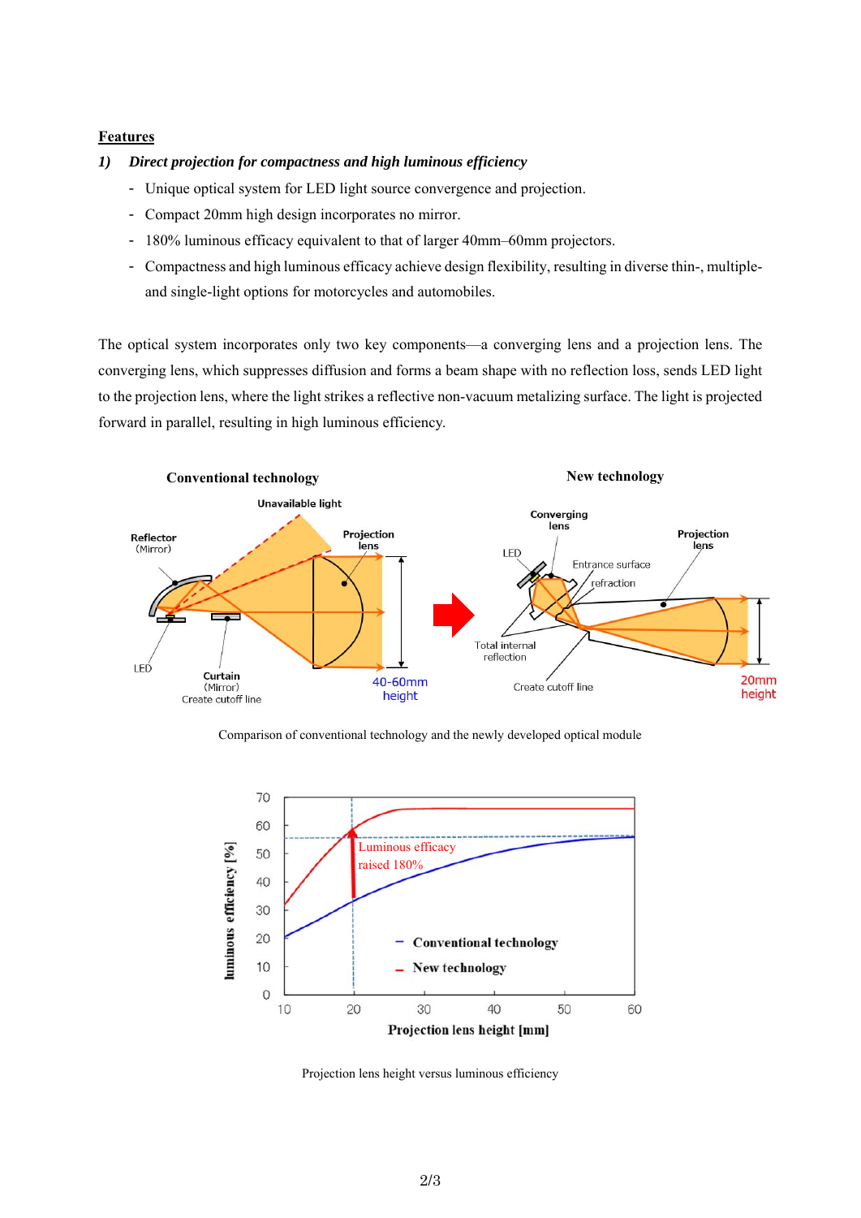**Features**

1) ***Direct projection for compactness and high luminous efficiency***

- Unique optical system for LED light source convergence and projection.
- Compact 20mm high design incorporates no mirror.
- 180% luminous efficacy equivalent to that of larger 40mm–60mm projectors.
- Compactness and high luminous efficacy achieve design flexibility, resulting in diverse thin-, multiple- and single-light options for motorcycles and automobiles.

The optical system incorporates only two key components—a converging lens and a projection lens. The converging lens, which suppresses diffusion and forms a beam shape with no reflection loss, sends LED light to the projection lens, where the light strikes a reflective non-vacuum metalizing surface. The light is projected forward in parallel, resulting in high luminous efficiency.

Comparison of conventional technology and the newly developed optical module

Projection lens height versus luminous efficiency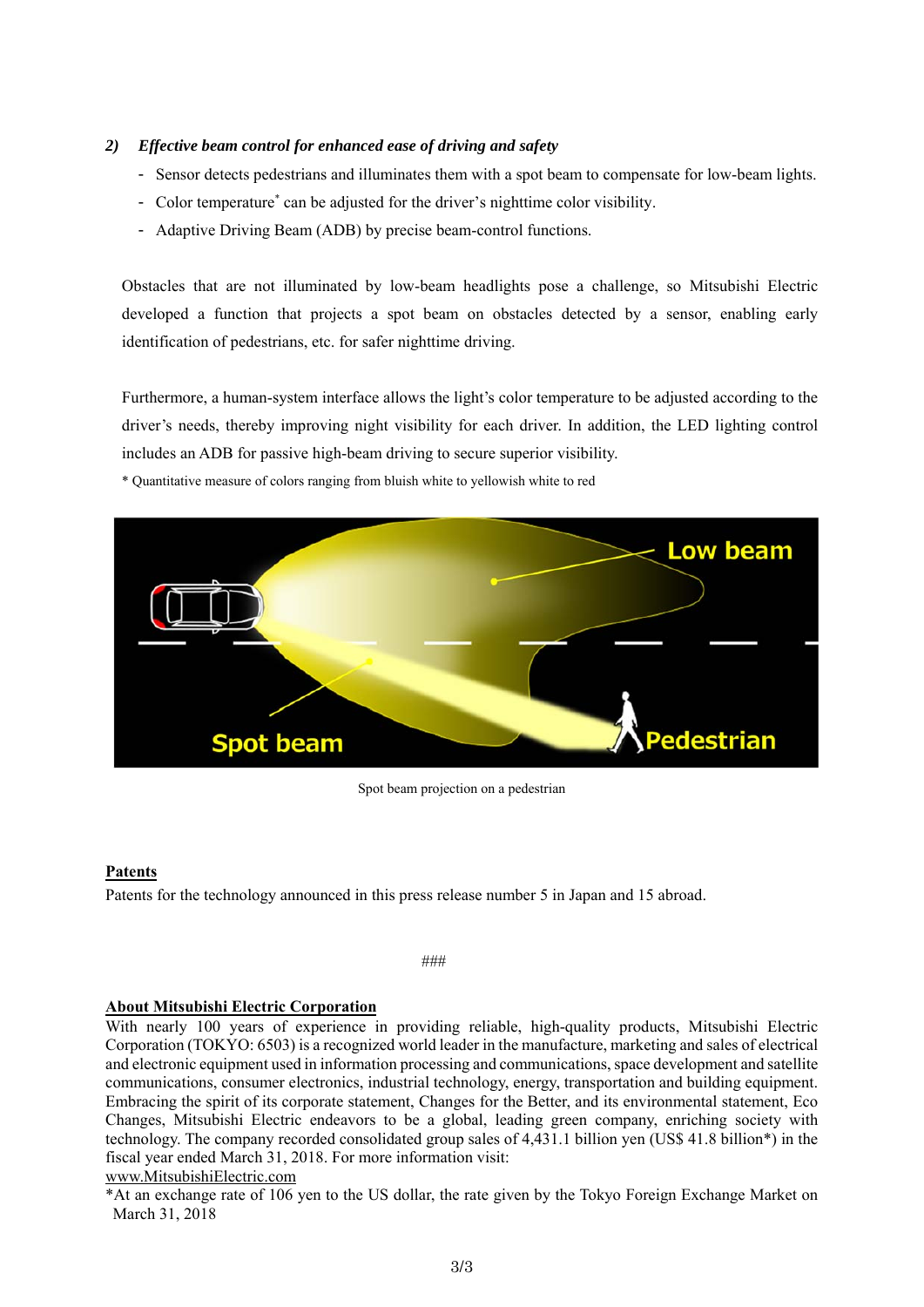2) ***Effective beam control for enhanced ease of driving and safety***

- Sensor detects pedestrians and illuminates them with a spot beam to compensate for low-beam lights.
- Color temperature* can be adjusted for the driver's nighttime color visibility.
- Adaptive Driving Beam (ADB) by precise beam-control functions.

Obstacles that are not illuminated by low-beam headlights pose a challenge, so Mitsubishi Electric developed a function that projects a spot beam on obstacles detected by a sensor, enabling early identification of pedestrians, etc. for safer nighttime driving.

Furthermore, a human-system interface allows the light's color temperature to be adjusted according to the driver's needs, thereby improving night visibility for each driver. In addition, the LED lighting control includes an ADB for passive high-beam driving to secure superior visibility.

\* Quantitative measure of colors ranging from bluish white to yellowish white to red

Low beam

Spot beam

Pedestrian

Spot beam projection on a pedestrian

**Patents**

Patents for the technology announced in this press release number 5 in Japan and 15 abroad.

###

**About Mitsubishi Electric Corporation**

With nearly 100 years of experience in providing reliable, high-quality products, Mitsubishi Electric Corporation (TOKYO: 6503) is a recognized world leader in the manufacture, marketing and sales of electrical and electronic equipment used in information processing and communications, space development and satellite communications, consumer electronics, industrial technology, energy, transportation and building equipment. Embracing the spirit of its corporate statement, Changes for the Better, and its environmental statement, Eco Changes, Mitsubishi Electric endeavors to be a global, leading green company, enriching society with technology. The company recorded consolidated group sales of 4,431.1 billion yen (US$ 41.8 billion*) in the fiscal year ended March 31, 2018. For more information visit:
www.MitsubishiElectric.com

*At an exchange rate of 106 yen to the US dollar, the rate given by the Tokyo Foreign Exchange Market on March 31, 2018